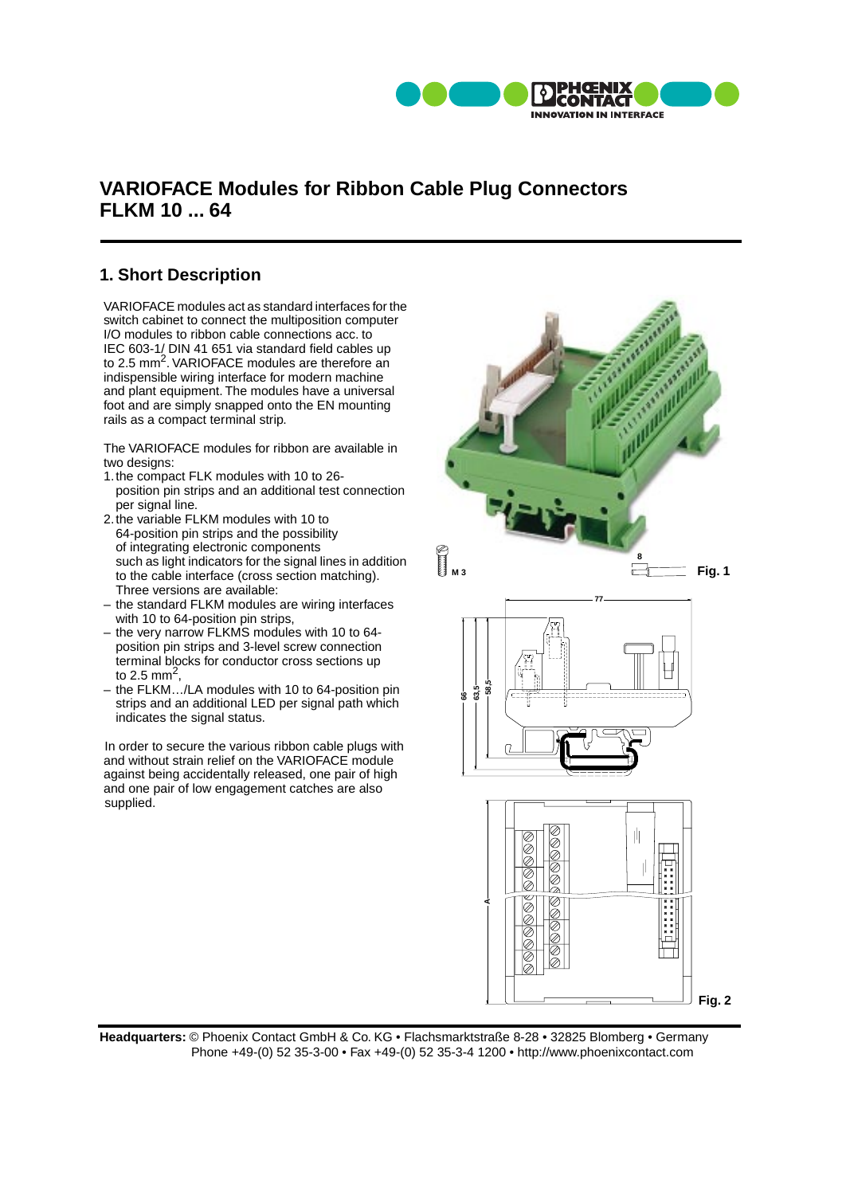# VARIOFACE Modules for Ribbon Cable Plug Connectors FLKM 10 ... 64

## 1. Short Description

VARIOFACE modules act as standard interfaces for the switch cabinet to connect the multiposition computer I/O modules to ribbon cable connections acc. to IEC 603-1/ DIN 41 651 via standard field cables up to 2.5 mm$^2$. VARIOFACE modules are therefore an indispensible wiring interface for modern machine and plant equipment. The modules have a universal foot and are simply snapped onto the EN mounting rails as a compact terminal strip.

The VARIOFACE modules for ribbon are available in two designs:

1. the compact FLK modules with 10 to 26-position pin strips and an additional test connection per signal line.
2. the variable FLKM modules with 10 to 64-position pin strips and the possibility of integrating electronic components such as light indicators for the signal lines in addition to the cable interface (cross section matching). Three versions are available:

– the standard FLKM modules are wiring interfaces with 10 to 64-position pin strips,
– the very narrow FLKMS modules with 10 to 64-position pin strips and 3-level screw connection terminal blocks for conductor cross sections up to 2.5 mm$^2$,
– the FLKM…/LA modules with 10 to 64-position pin strips and an additional LED per signal path which indicates the signal status.

In order to secure the various ribbon cable plugs with and without strain relief on the VARIOFACE module against being accidentally released, one pair of high and one pair of low engagement catches are also supplied.

M 3

8

Fig. 1

77

66

63,5

58,5

A

Fig. 2

**Headquarters:** © Phoenix Contact GmbH & Co. KG • Flachsmarktstraße 8-28 • 32825 Blomberg • Germany
Phone +49-(0) 52 35-3-00 • Fax +49-(0) 52 35-3-4 1200 • http://www.phoenixcontact.com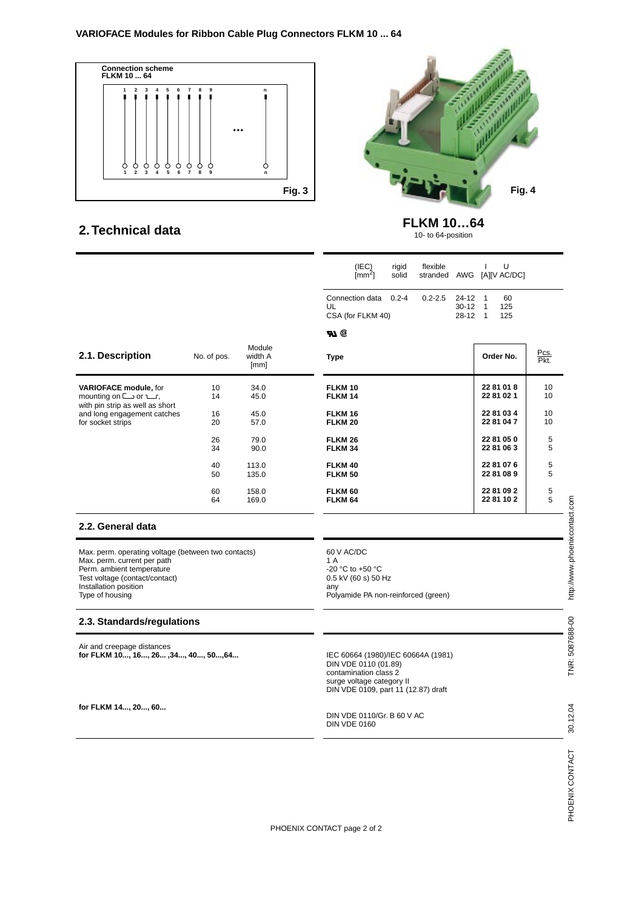**VARIOFACE Modules for Ribbon Cable Plug Connectors FLKM 10 ... 64**

Connection scheme
FLKM 10 ... 64

1 2 3 4 5 6 7 8 9 ... n

1 2 3 4 5 6 7 8 9 ... n

Fig. 3

Fig. 4

## 2. Technical data

**FLKM 10…64**
10- to 64-position

| | (IEC) [mm²] rigid solid | flexible stranded | AWG | I [A] | U [V AC/DC] |
|---|---|---|---|---|---|
| Connection data | 0.2-4 | 0.2-2.5 | 24-12 | 1 | 60 |
| UL | | | 30-12 | 1 | 125 |
| CSA (for FLKM 40) | | | 28-12 | 1 | 125 |

| 2.1. Description | No. of pos. | Module width A [mm] | Type | Order No. | Pcs. Pkt. |
|---|---|---|---|---|---|
| **VARIOFACE module,** for mounting on ⊏⊐ or ⊤⊥, with pin strip as well as short and long engagement catches for socket strips | 10 | 34.0 | **FLKM 10** | **22 81 01 8** | 10 |
| | 14 | 45.0 | **FLKM 14** | **22 81 02 1** | 10 |
| | 16 | 45.0 | **FLKM 16** | **22 81 03 4** | 10 |
| | 20 | 57.0 | **FLKM 20** | **22 81 04 7** | 10 |
| | 26 | 79.0 | **FLKM 26** | **22 81 05 0** | 5 |
| | 34 | 90.0 | **FLKM 34** | **22 81 06 3** | 5 |
| | 40 | 113.0 | **FLKM 40** | **22 81 07 6** | 5 |
| | 50 | 135.0 | **FLKM 50** | **22 81 08 9** | 5 |
| | 60 | 158.0 | **FLKM 60** | **22 81 09 2** | 5 |
| | 64 | 169.0 | **FLKM 64** | **22 81 10 2** | 5 |

### 2.2. General data

| | |
|---|---|
| Max. perm. operating voltage (between two contacts) | 60 V AC/DC |
| Max. perm. current per path | 1 A |
| Perm. ambient temperature | -20 °C to +50 °C |
| Test voltage (contact/contact) | 0.5 kV (60 s) 50 Hz |
| Installation position | any |
| Type of housing | Polyamide PA non-reinforced (green) |

### 2.3. Standards/regulations

| | |
|---|---|
| Air and creepage distances **for FLKM 10..., 16..., 26... ,34..., 40..., 50...,64...** | IEC 60664 (1980)/IEC 60664A (1981)<br>DIN VDE 0110 (01.89)<br>contamination class 2<br>surge voltage category II<br>DIN VDE 0109, part 11 (12.87) draft |
| **for FLKM 14..., 20..., 60...** | DIN VDE 0110/Gr. B 60 V AC<br>DIN VDE 0160 |

PHOENIX CONTACT 30.12.04 TNR: 5087688-00 http://www.phoenixcontact.com